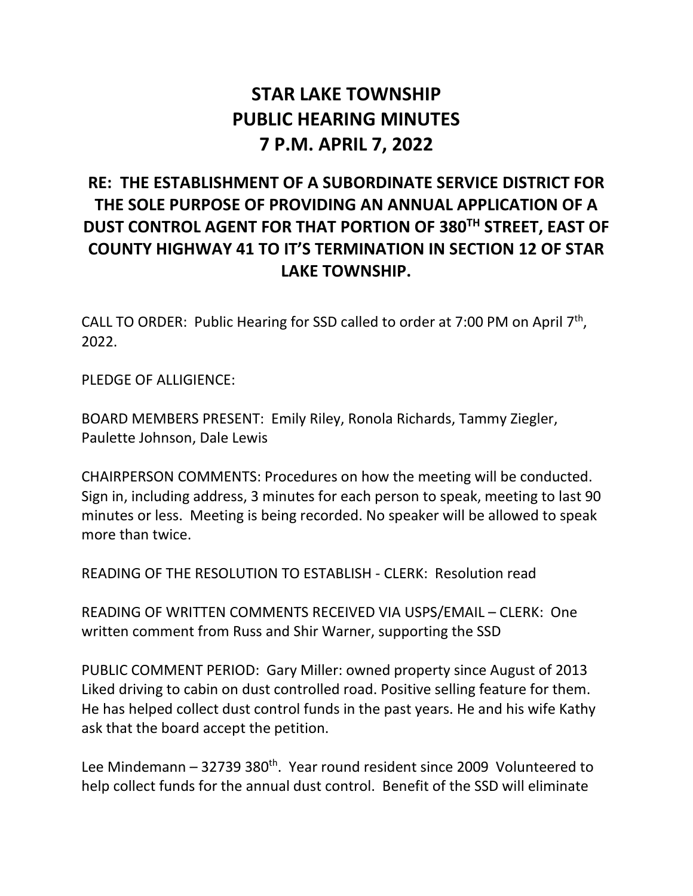# STAR LAKE TOWNSHIP PUBLIC HEARING MINUTES 7 P.M. APRIL 7, 2022

## RE: THE ESTABLISHMENT OF A SUBORDINATE SERVICE DISTRICT FOR THE SOLE PURPOSE OF PROVIDING AN ANNUAL APPLICATION OF A DUST CONTROL AGENT FOR THAT PORTION OF 380TH STREET, EAST OF COUNTY HIGHWAY 41 TO IT'S TERMINATION IN SECTION 12 OF STAR LAKE TOWNSHIP.

CALL TO ORDER: Public Hearing for SSD called to order at 7:00 PM on April 7th, 2022.

PLEDGE OF ALLIGIENCE:

BOARD MEMBERS PRESENT: Emily Riley, Ronola Richards, Tammy Ziegler, Paulette Johnson, Dale Lewis

CHAIRPERSON COMMENTS: Procedures on how the meeting will be conducted. Sign in, including address, 3 minutes for each person to speak, meeting to last 90 minutes or less. Meeting is being recorded. No speaker will be allowed to speak more than twice.

READING OF THE RESOLUTION TO ESTABLISH - CLERK: Resolution read

READING OF WRITTEN COMMENTS RECEIVED VIA USPS/EMAIL – CLERK: One written comment from Russ and Shir Warner, supporting the SSD

PUBLIC COMMENT PERIOD: Gary Miller: owned property since August of 2013 Liked driving to cabin on dust controlled road. Positive selling feature for them. He has helped collect dust control funds in the past years. He and his wife Kathy ask that the board accept the petition.

Lee Mindemann – 32739 380th. Year round resident since 2009 Volunteered to help collect funds for the annual dust control. Benefit of the SSD will eliminate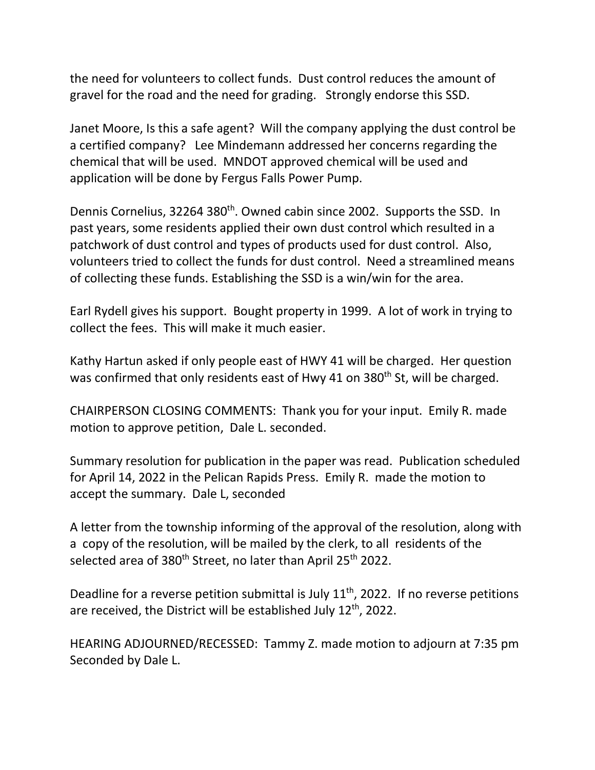the need for volunteers to collect funds. Dust control reduces the amount of gravel for the road and the need for grading. Strongly endorse this SSD.

Janet Moore, Is this a safe agent? Will the company applying the dust control be a certified company? Lee Mindemann addressed her concerns regarding the chemical that will be used. MNDOT approved chemical will be used and application will be done by Fergus Falls Power Pump.

Dennis Cornelius, 32264 380th. Owned cabin since 2002. Supports the SSD. In past years, some residents applied their own dust control which resulted in a patchwork of dust control and types of products used for dust control. Also, volunteers tried to collect the funds for dust control. Need a streamlined means of collecting these funds. Establishing the SSD is a win/win for the area.

Earl Rydell gives his support. Bought property in 1999. A lot of work in trying to collect the fees. This will make it much easier.

Kathy Hartun asked if only people east of HWY 41 will be charged. Her question was confirmed that only residents east of Hwy 41 on 380th St, will be charged.

CHAIRPERSON CLOSING COMMENTS: Thank you for your input. Emily R. made motion to approve petition, Dale L. seconded.

Summary resolution for publication in the paper was read. Publication scheduled for April 14, 2022 in the Pelican Rapids Press. Emily R. made the motion to accept the summary. Dale L, seconded

A letter from the township informing of the approval of the resolution, along with a copy of the resolution, will be mailed by the clerk, to all residents of the selected area of 380th Street, no later than April 25th 2022.

Deadline for a reverse petition submittal is July 11th, 2022. If no reverse petitions are received, the District will be established July 12th, 2022.

HEARING ADJOURNED/RECESSED: Tammy Z. made motion to adjourn at 7:35 pm Seconded by Dale L.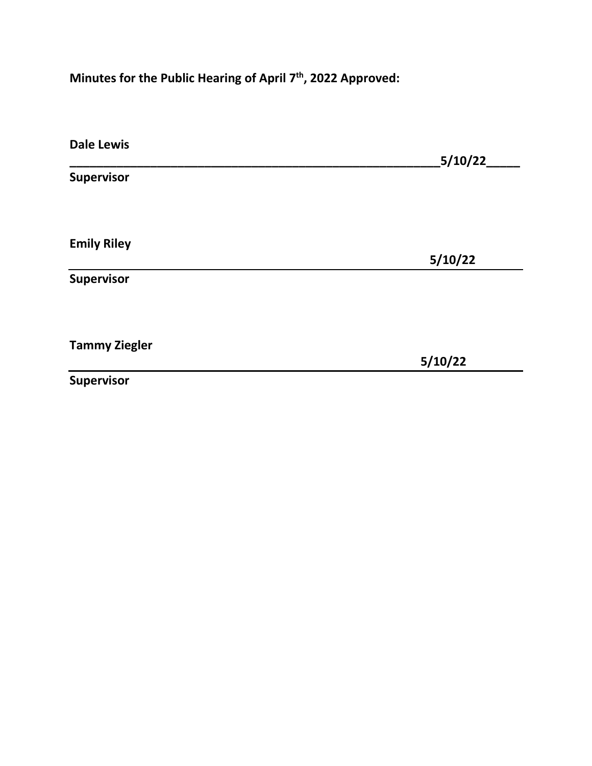**Minutes for the Public Hearing of April 7th, 2022 Approved:**

**Dale Lewis**

**_______________________________________________________5/10/22_____**

**Supervisor**

**Emily Riley**

**5/10/22**

**Supervisor**

**Tammy Ziegler**

**5/10/22**

**Supervisor**